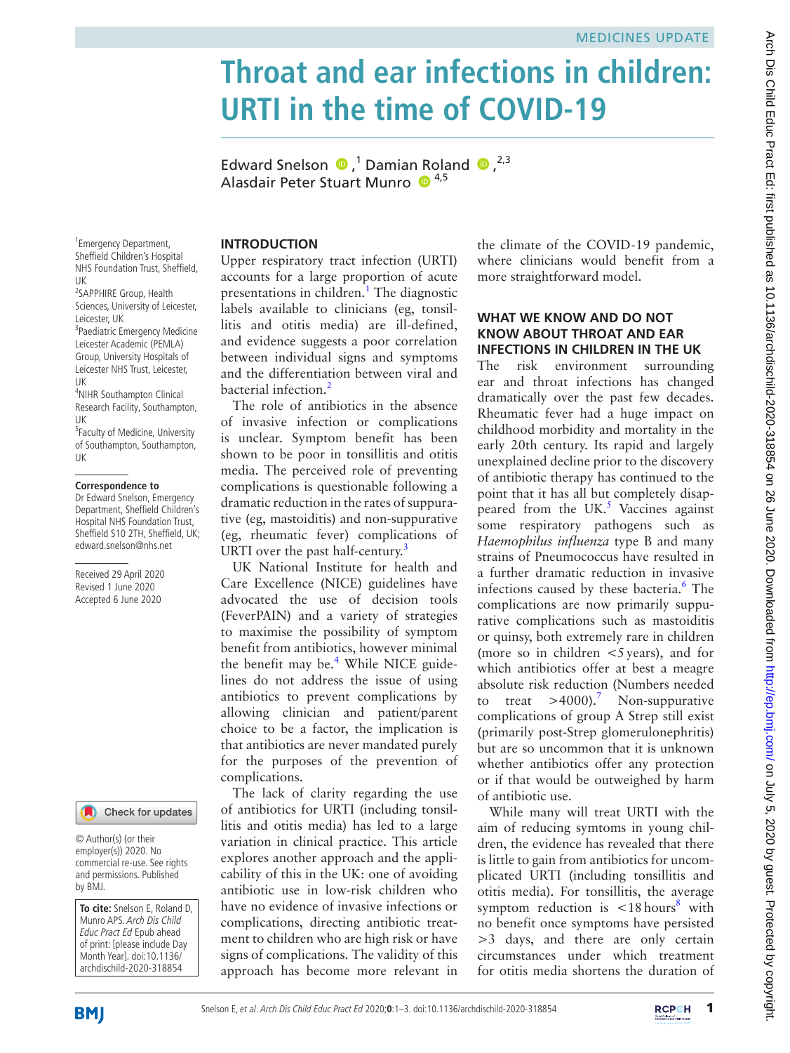MEDICINES UPDATE

# Throat and ear infections in children: URTI in the time of COVID-19

Edward Snelson,[1] Damian Roland,[2,3] Alasdair Peter Stuart Munro[4,5]

[1]Emergency Department, Sheffield Children's Hospital NHS Foundation Trust, Sheffield, UK
[2]SAPPHIRE Group, Health Sciences, University of Leicester, Leicester, UK
[3]Paediatric Emergency Medicine Leicester Academic (PEMLA) Group, University Hospitals of Leicester NHS Trust, Leicester, UK
[4]NIHR Southampton Clinical Research Facility, Southampton, UK
[5]Faculty of Medicine, University of Southampton, Southampton, UK

**Correspondence to**
Dr Edward Snelson, Emergency Department, Sheffield Children's Hospital NHS Foundation Trust, Sheffield S10 2TH, UK; edward.snelson@nhs.net

Received 29 April 2020
Revised 1 June 2020
Accepted 6 June 2020

© Author(s) (or their employer(s)) 2020. No commercial re-use. See rights and permissions. Published by BMJ.

**To cite:** Snelson E, Roland D, Munro APS. *Arch Dis Child Educ Pract Ed* Epub ahead of print: [please include Day Month Year]. doi:10.1136/archdischild-2020-318854

## INTRODUCTION

Upper respiratory tract infection (URTI) accounts for a large proportion of acute presentations in children.[1] The diagnostic labels available to clinicians (eg, tonsillitis and otitis media) are ill-defined, and evidence suggests a poor correlation between individual signs and symptoms and the differentiation between viral and bacterial infection.[2]

The role of antibiotics in the absence of invasive infection or complications is unclear. Symptom benefit has been shown to be poor in tonsillitis and otitis media. The perceived role of preventing complications is questionable following a dramatic reduction in the rates of suppurative (eg, mastoiditis) and non-suppurative (eg, rheumatic fever) complications of URTI over the past half-century.[3]

UK National Institute for health and Care Excellence (NICE) guidelines have advocated the use of decision tools (FeverPAIN) and a variety of strategies to maximise the possibility of symptom benefit from antibiotics, however minimal the benefit may be.[4] While NICE guidelines do not address the issue of using antibiotics to prevent complications by allowing clinician and patient/parent choice to be a factor, the implication is that antibiotics are never mandated purely for the purposes of the prevention of complications.

The lack of clarity regarding the use of antibiotics for URTI (including tonsillitis and otitis media) has led to a large variation in clinical practice. This article explores another approach and the applicability of this in the UK: one of avoiding antibiotic use in low-risk children who have no evidence of invasive infections or complications, directing antibiotic treatment to children who are high risk or have signs of complications. The validity of this approach has become more relevant in the climate of the COVID-19 pandemic, where clinicians would benefit from a more straightforward model.

## WHAT WE KNOW AND DO NOT KNOW ABOUT THROAT AND EAR INFECTIONS IN CHILDREN IN THE UK

The risk environment surrounding ear and throat infections has changed dramatically over the past few decades. Rheumatic fever had a huge impact on childhood morbidity and mortality in the early 20th century. Its rapid and largely unexplained decline prior to the discovery of antibiotic therapy has continued to the point that it has all but completely disappeared from the UK.[5] Vaccines against some respiratory pathogens such as *Haemophilus influenza* type B and many strains of Pneumococcus have resulted in a further dramatic reduction in invasive infections caused by these bacteria.[6] The complications are now primarily suppurative complications such as mastoiditis or quinsy, both extremely rare in children (more so in children <5 years), and for which antibiotics offer at best a meagre absolute risk reduction (Numbers needed to treat >4000).[7] Non-suppurative complications of group A Strep still exist (primarily post-Strep glomerulonephritis) but are so uncommon that it is unknown whether antibiotics offer any protection or if that would be outweighed by harm of antibiotic use.

While many will treat URTI with the aim of reducing symptoms in young children, the evidence has revealed that there is little to gain from antibiotics for uncomplicated URTI (including tonsillitis and otitis media). For tonsillitis, the average symptom reduction is <18 hours[8] with no benefit once symptoms have persisted >3 days, and there are only certain circumstances under which treatment for otitis media shortens the duration of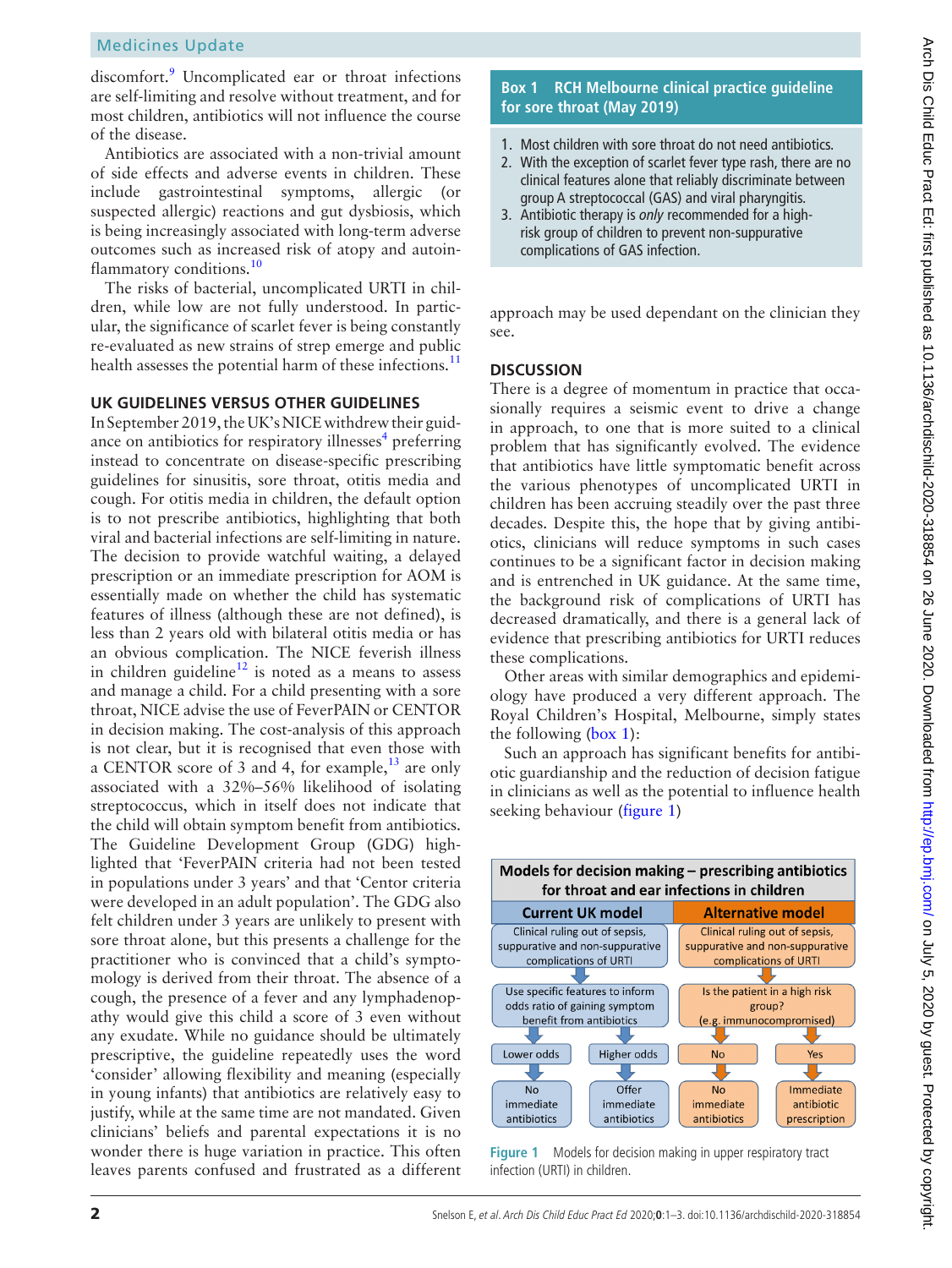discomfort.[9] Uncomplicated ear or throat infections are self-limiting and resolve without treatment, and for most children, antibiotics will not influence the course of the disease.

Antibiotics are associated with a non-trivial amount of side effects and adverse events in children. These include gastrointestinal symptoms, allergic (or suspected allergic) reactions and gut dysbiosis, which is being increasingly associated with long-term adverse outcomes such as increased risk of atopy and autoinflammatory conditions.[10]

The risks of bacterial, uncomplicated URTI in children, while low are not fully understood. In particular, the significance of scarlet fever is being constantly re-evaluated as new strains of strep emerge and public health assesses the potential harm of these infections.[11]

## UK GUIDELINES VERSUS OTHER GUIDELINES

In September 2019, the UK's NICE withdrew their guidance on antibiotics for respiratory illnesses[4] preferring instead to concentrate on disease-specific prescribing guidelines for sinusitis, sore throat, otitis media and cough. For otitis media in children, the default option is to not prescribe antibiotics, highlighting that both viral and bacterial infections are self-limiting in nature. The decision to provide watchful waiting, a delayed prescription or an immediate prescription for AOM is essentially made on whether the child has systematic features of illness (although these are not defined), is less than 2 years old with bilateral otitis media or has an obvious complication. The NICE feverish illness in children guideline[12] is noted as a means to assess and manage a child. For a child presenting with a sore throat, NICE advise the use of FeverPAIN or CENTOR in decision making. The cost-analysis of this approach is not clear, but it is recognised that even those with a CENTOR score of 3 and 4, for example,[13] are only associated with a 32%–56% likelihood of isolating streptococcus, which in itself does not indicate that the child will obtain symptom benefit from antibiotics. The Guideline Development Group (GDG) highlighted that 'FeverPAIN criteria had not been tested in populations under 3 years' and that 'Centor criteria were developed in an adult population'. The GDG also felt children under 3 years are unlikely to present with sore throat alone, but this presents a challenge for the practitioner who is convinced that a child's symptomology is derived from their throat. The absence of a cough, the presence of a fever and any lymphadenopathy would give this child a score of 3 even without any exudate. While no guidance should be ultimately prescriptive, the guideline repeatedly uses the word 'consider' allowing flexibility and meaning (especially in young infants) that antibiotics are relatively easy to justify, while at the same time are not mandated. Given clinicians' beliefs and parental expectations it is no wonder there is huge variation in practice. This often leaves parents confused and frustrated as a different approach may be used dependant on the clinician they see.

**Box 1 RCH Melbourne clinical practice guideline for sore throat (May 2019)**

1. Most children with sore throat do not need antibiotics.
2. With the exception of scarlet fever type rash, there are no clinical features alone that reliably discriminate between group A streptococcal (GAS) and viral pharyngitis.
3. Antibiotic therapy is *only* recommended for a high-risk group of children to prevent non-suppurative complications of GAS infection.

## DISCUSSION

There is a degree of momentum in practice that occasionally requires a seismic event to drive a change in approach, to one that is more suited to a clinical problem that has significantly evolved. The evidence that antibiotics have little symptomatic benefit across the various phenotypes of uncomplicated URTI in children has been accruing steadily over the past three decades. Despite this, the hope that by giving antibiotics, clinicians will reduce symptoms in such cases continues to be a significant factor in decision making and is entrenched in UK guidance. At the same time, the background risk of complications of URTI has decreased dramatically, and there is a general lack of evidence that prescribing antibiotics for URTI reduces these complications.

Other areas with similar demographics and epidemiology have produced a very different approach. The Royal Children's Hospital, Melbourne, simply states the following (box 1):

Such an approach has significant benefits for antibiotic guardianship and the reduction of decision fatigue in clinicians as well as the potential to influence health seeking behaviour (figure 1)

**Models for decision making – prescribing antibiotics for throat and ear infections in children**

| Current UK model | | Alternative model | |
|---|---|---|---|
| Clinical ruling out of sepsis, suppurative and non-suppurative complications of URTI | | Clinical ruling out of sepsis, suppurative and non-suppurative complications of URTI | |
| Use specific features to inform odds ratio of gaining symptom benefit from antibiotics | | Is the patient in a high risk group? (e.g. immunocompromised) | |
| Lower odds | Higher odds | No | Yes |
| No immediate antibiotics | Offer immediate antibiotics | No immediate antibiotics | Immediate antibiotic prescription |

Figure 1 Models for decision making in upper respiratory tract infection (URTI) in children.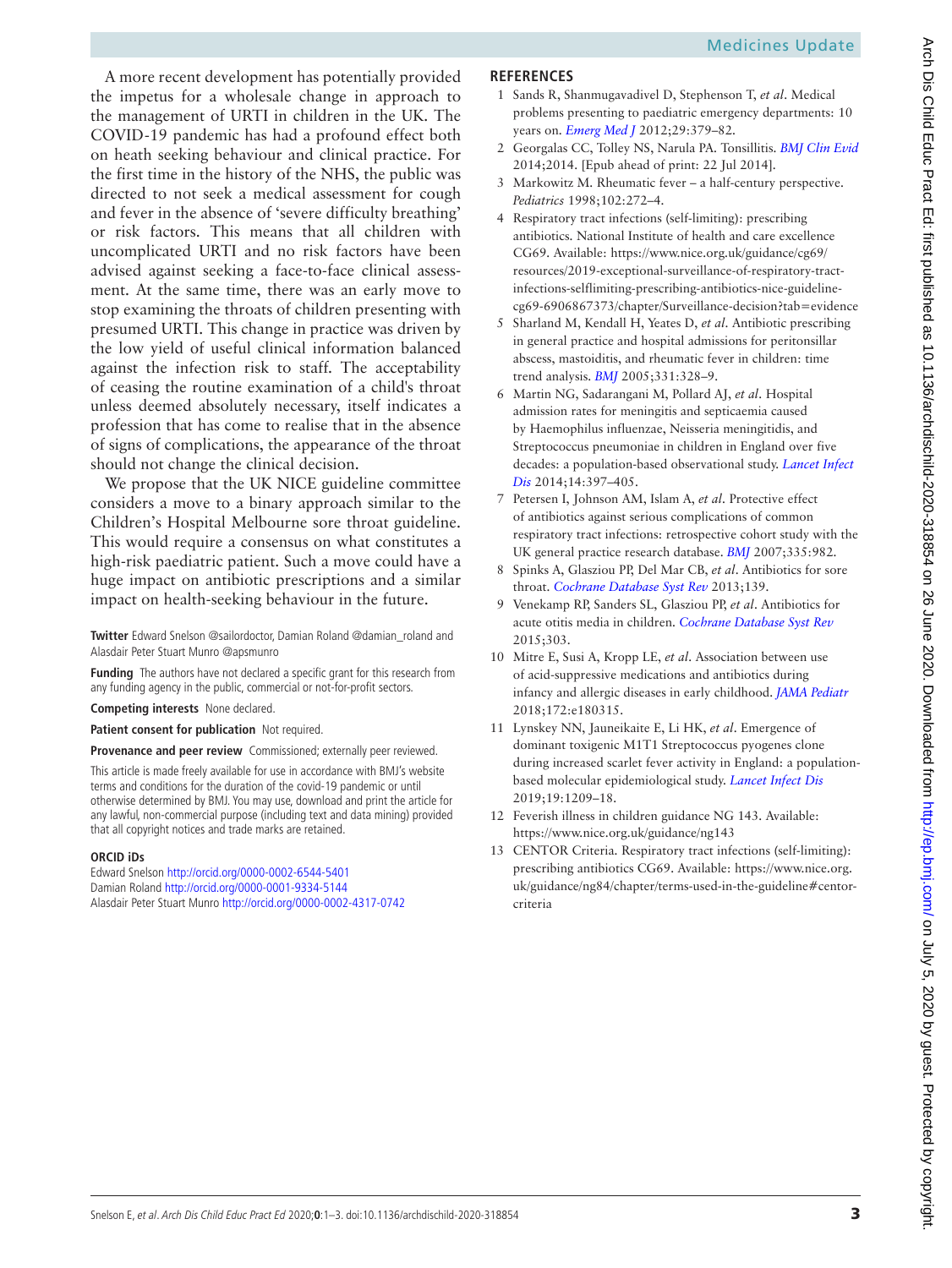A more recent development has potentially provided the impetus for a wholesale change in approach to the management of URTI in children in the UK. The COVID-19 pandemic has had a profound effect both on heath seeking behaviour and clinical practice. For the first time in the history of the NHS, the public was directed to not seek a medical assessment for cough and fever in the absence of 'severe difficulty breathing' or risk factors. This means that all children with uncomplicated URTI and no risk factors have been advised against seeking a face-to-face clinical assessment. At the same time, there was an early move to stop examining the throats of children presenting with presumed URTI. This change in practice was driven by the low yield of useful clinical information balanced against the infection risk to staff. The acceptability of ceasing the routine examination of a child's throat unless deemed absolutely necessary, itself indicates a profession that has come to realise that in the absence of signs of complications, the appearance of the throat should not change the clinical decision.

We propose that the UK NICE guideline committee considers a move to a binary approach similar to the Children's Hospital Melbourne sore throat guideline. This would require a consensus on what constitutes a high-risk paediatric patient. Such a move could have a huge impact on antibiotic prescriptions and a similar impact on health-seeking behaviour in the future.

**Twitter** Edward Snelson @sailordoctor, Damian Roland @damian_roland and Alasdair Peter Stuart Munro @apsmunro

**Funding** The authors have not declared a specific grant for this research from any funding agency in the public, commercial or not-for-profit sectors.

**Competing interests** None declared.

**Patient consent for publication** Not required.

**Provenance and peer review** Commissioned; externally peer reviewed.

This article is made freely available for use in accordance with BMJ's website terms and conditions for the duration of the covid-19 pandemic or until otherwise determined by BMJ. You may use, download and print the article for any lawful, non-commercial purpose (including text and data mining) provided that all copyright notices and trade marks are retained.

**ORCID iDs**

Edward Snelson http://orcid.org/0000-0002-6544-5401
Damian Roland http://orcid.org/0000-0001-9334-5144
Alasdair Peter Stuart Munro http://orcid.org/0000-0002-4317-0742

## REFERENCES

1. Sands R, Shanmugavadivel D, Stephenson T, *et al*. Medical problems presenting to paediatric emergency departments: 10 years on. *Emerg Med J* 2012;29:379–82.
2. Georgalas CC, Tolley NS, Narula PA. Tonsillitis. *BMJ Clin Evid* 2014;2014. [Epub ahead of print: 22 Jul 2014].
3. Markowitz M. Rheumatic fever – a half-century perspective. *Pediatrics* 1998;102:272–4.
4. Respiratory tract infections (self-limiting): prescribing antibiotics. National Institute of health and care excellence CG69. Available: https://www.nice.org.uk/guidance/cg69/resources/2019-exceptional-surveillance-of-respiratory-tract-infections-selflimiting-prescribing-antibiotics-nice-guideline-cg69-6906867373/chapter/Surveillance-decision?tab=evidence
5. Sharland M, Kendall H, Yeates D, *et al*. Antibiotic prescribing in general practice and hospital admissions for peritonsillar abscess, mastoiditis, and rheumatic fever in children: time trend analysis. *BMJ* 2005;331:328–9.
6. Martin NG, Sadarangani M, Pollard AJ, *et al*. Hospital admission rates for meningitis and septicaemia caused by Haemophilus influenzae, Neisseria meningitidis, and Streptococcus pneumoniae in children in England over five decades: a population-based observational study. *Lancet Infect Dis* 2014;14:397–405.
7. Petersen I, Johnson AM, Islam A, *et al*. Protective effect of antibiotics against serious complications of common respiratory tract infections: retrospective cohort study with the UK general practice research database. *BMJ* 2007;335:982.
8. Spinks A, Glasziou PP, Del Mar CB, *et al*. Antibiotics for sore throat. *Cochrane Database Syst Rev* 2013;139.
9. Venekamp RP, Sanders SL, Glasziou PP, *et al*. Antibiotics for acute otitis media in children. *Cochrane Database Syst Rev* 2015;303.
10. Mitre E, Susi A, Kropp LE, *et al*. Association between use of acid-suppressive medications and antibiotics during infancy and allergic diseases in early childhood. *JAMA Pediatr* 2018;172:e180315.
11. Lynskey NN, Jauneikaite E, Li HK, *et al*. Emergence of dominant toxigenic M1T1 Streptococcus pyogenes clone during increased scarlet fever activity in England: a population-based molecular epidemiological study. *Lancet Infect Dis* 2019;19:1209–18.
12. Feverish illness in children guidance NG 143. Available: https://www.nice.org.uk/guidance/ng143
13. CENTOR Criteria. Respiratory tract infections (self-limiting): prescribing antibiotics CG69. Available: https://www.nice.org.uk/guidance/ng84/chapter/terms-used-in-the-guideline#centor-criteria